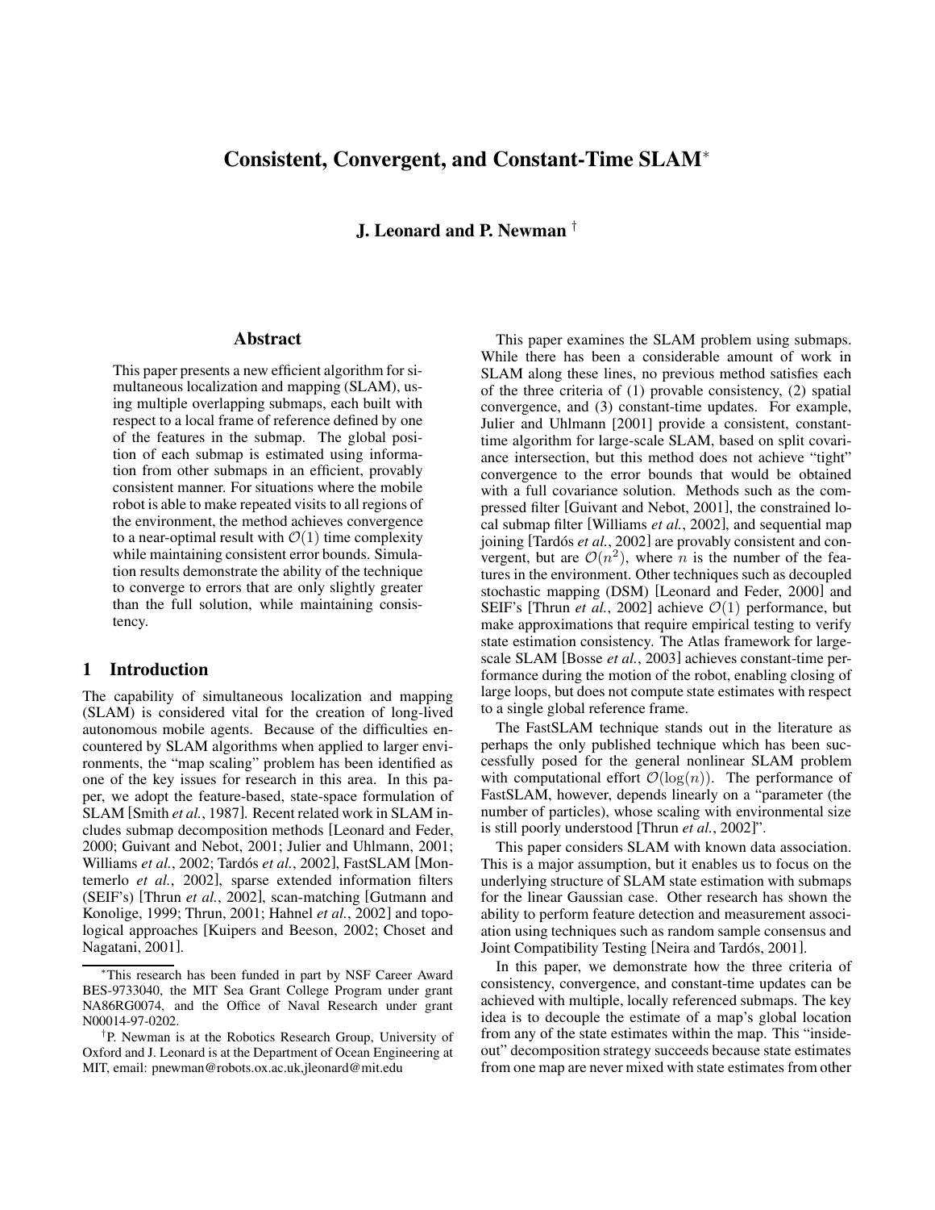# Consistent, Convergent, and Constant-Time SLAM*

**J. Leonard and P. Newman** †

## Abstract

This paper presents a new efficient algorithm for simultaneous localization and mapping (SLAM), using multiple overlapping submaps, each built with respect to a local frame of reference defined by one of the features in the submap. The global position of each submap is estimated using information from other submaps in an efficient, provably consistent manner. For situations where the mobile robot is able to make repeated visits to all regions of the environment, the method achieves convergence to a near-optimal result with $\mathcal{O}(1)$ time complexity while maintaining consistent error bounds. Simulation results demonstrate the ability of the technique to converge to errors that are only slightly greater than the full solution, while maintaining consistency.

## 1 Introduction

The capability of simultaneous localization and mapping (SLAM) is considered vital for the creation of long-lived autonomous mobile agents. Because of the difficulties encountered by SLAM algorithms when applied to larger environments, the "map scaling" problem has been identified as one of the key issues for research in this area. In this paper, we adopt the feature-based, state-space formulation of SLAM [Smith *et al.*, 1987]. Recent related work in SLAM includes submap decomposition methods [Leonard and Feder, 2000; Guivant and Nebot, 2001; Julier and Uhlmann, 2001; Williams *et al.*, 2002; Tardós *et al.*, 2002], FastSLAM [Montemerlo *et al.*, 2002], sparse extended information filters (SEIF's) [Thrun *et al.*, 2002], scan-matching [Gutmann and Konolige, 1999; Thrun, 2001; Hahnel *et al.*, 2002] and topological approaches [Kuipers and Beeson, 2002; Choset and Nagatani, 2001].

This paper examines the SLAM problem using submaps. While there has been a considerable amount of work in SLAM along these lines, no previous method satisfies each of the three criteria of (1) provable consistency, (2) spatial convergence, and (3) constant-time updates. For example, Julier and Uhlmann [2001] provide a consistent, constant-time algorithm for large-scale SLAM, based on split covariance intersection, but this method does not achieve "tight" convergence to the error bounds that would be obtained with a full covariance solution. Methods such as the compressed filter [Guivant and Nebot, 2001], the constrained local submap filter [Williams *et al.*, 2002], and sequential map joining [Tardós *et al.*, 2002] are provably consistent and convergent, but are $\mathcal{O}(n^2)$, where $n$ is the number of the features in the environment. Other techniques such as decoupled stochastic mapping (DSM) [Leonard and Feder, 2000] and SEIF's [Thrun *et al.*, 2002] achieve $\mathcal{O}(1)$ performance, but make approximations that require empirical testing to verify state estimation consistency. The Atlas framework for large-scale SLAM [Bosse *et al.*, 2003] achieves constant-time performance during the motion of the robot, enabling closing of large loops, but does not compute state estimates with respect to a single global reference frame.

The FastSLAM technique stands out in the literature as perhaps the only published technique which has been successfully posed for the general nonlinear SLAM problem with computational effort $\mathcal{O}(\log(n))$. The performance of FastSLAM, however, depends linearly on a "parameter (the number of particles), whose scaling with environmental size is still poorly understood [Thrun *et al.*, 2002]".

This paper considers SLAM with known data association. This is a major assumption, but it enables us to focus on the underlying structure of SLAM state estimation with submaps for the linear Gaussian case. Other research has shown the ability to perform feature detection and measurement association using techniques such as random sample consensus and Joint Compatibility Testing [Neira and Tardós, 2001].

In this paper, we demonstrate how the three criteria of consistency, convergence, and constant-time updates can be achieved with multiple, locally referenced submaps. The key idea is to decouple the estimate of a map's global location from any of the state estimates within the map. This "inside-out" decomposition strategy succeeds because state estimates from one map are never mixed with state estimates from other

---

*This research has been funded in part by NSF Career Award BES-9733040, the MIT Sea Grant College Program under grant NA86RG0074, and the Office of Naval Research under grant N00014-97-0202.

†P. Newman is at the Robotics Research Group, University of Oxford and J. Leonard is at the Department of Ocean Engineering at MIT, email: pnewman@robots.ox.ac.uk,jleonard@mit.edu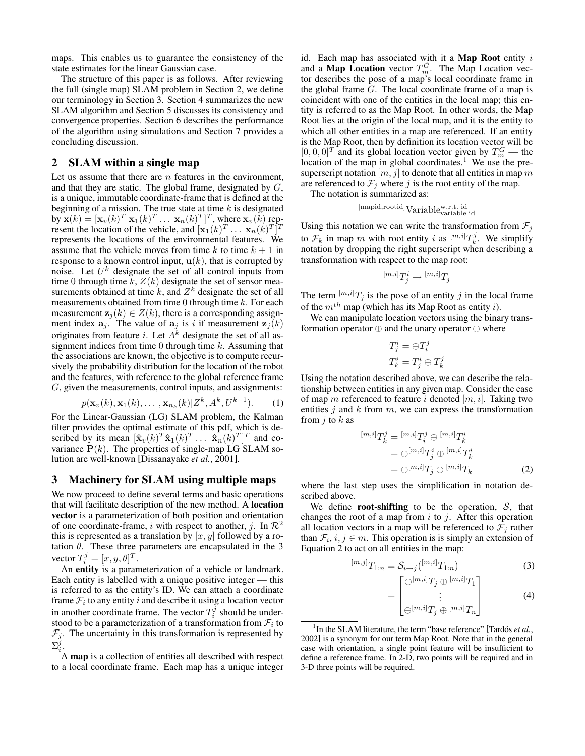maps. This enables us to guarantee the consistency of the state estimates for the linear Gaussian case.

The structure of this paper is as follows. After reviewing the full (single map) SLAM problem in Section 2, we define our terminology in Section 3. Section 4 summarizes the new SLAM algorithm and Section 5 discusses its consistency and convergence properties. Section 6 describes the performance of the algorithm using simulations and Section 7 provides a concluding discussion.

## 2 SLAM within a single map

Let us assume that there are $n$ features in the environment, and that they are static. The global frame, designated by $G$, is a unique, immutable coordinate-frame that is defined at the beginning of a mission. The true state at time $k$ is designated by $\mathbf{x}(k) = [\mathbf{x}_v(k)^T \ \mathbf{x}_1(k)^T \ldots \ \mathbf{x}_n(k)^T]^T$, where $\mathbf{x}_v(k)$ represent the location of the vehicle, and $[\mathbf{x}_1(k)^T \ldots \ \mathbf{x}_n(k)^T]^T$ represents the locations of the environmental features. We assume that the vehicle moves from time $k$ to time $k+1$ in response to a known control input, $\mathbf{u}(k)$, that is corrupted by noise. Let $U^k$ designate the set of all control inputs from time 0 through time $k$, $Z(k)$ designate the set of sensor measurements obtained at time $k$, and $Z^k$ designate the set of all measurements obtained from time 0 through time $k$. For each measurement $\mathbf{z}_j(k) \in Z(k)$, there is a corresponding assignment index $\mathbf{a}_j$. The value of $\mathbf{a}_j$ is $i$ if measurement $\mathbf{z}_j(k)$ originates from feature $i$. Let $A^k$ designate the set of all assignment indices from time 0 through time $k$. Assuming that the associations are known, the objective is to compute recursively the probability distribution for the location of the robot and the features, with reference to the global reference frame $G$, given the measurements, control inputs, and assignments:

$$p(\mathbf{x}_v(k), \mathbf{x}_1(k), \ldots, \mathbf{x}_{n_k}(k) | Z^k, A^k, U^{k-1}). \tag{1}$$

For the Linear-Gaussian (LG) SLAM problem, the Kalman filter provides the optimal estimate of this pdf, which is described by its mean $[\hat{\mathbf{x}}_v(k)^T \hat{\mathbf{x}}_1(k)^T \ldots \ \hat{\mathbf{x}}_n(k)^T]^T$ and covariance $\mathbf{P}(k)$. The properties of single-map LG SLAM solution are well-known [Dissanayake *et al.*, 2001].

## 3 Machinery for SLAM using multiple maps

We now proceed to define several terms and basic operations that will facilitate description of the new method. A **location vector** is a parameterization of both position and orientation of one coordinate-frame, $i$ with respect to another, $j$. In $\mathcal{R}^2$ this is represented as a translation by $[x, y]$ followed by a rotation $\theta$. These three parameters are encapsulated in the 3 vector $T_i^j = [x, y, \theta]^T$.

An **entity** is a parameterization of a vehicle or landmark. Each entity is labelled with a unique positive integer — this is referred to as the entity's ID. We can attach a coordinate frame $\mathcal{F}_i$ to any entity $i$ and describe it using a location vector in another coordinate frame. The vector $T_i^j$ should be understood to be a parameterization of a transformation from $\mathcal{F}_i$ to $\mathcal{F}_j$. The uncertainty in this transformation is represented by $\Sigma_i^j$.

A **map** is a collection of entities all described with respect to a local coordinate frame. Each map has a unique integer id. Each map has associated with it a **Map Root** entity $i$ and a **Map Location** vector $T_m^G$. The Map Location vector describes the pose of a map's local coordinate frame in the global frame $G$. The local coordinate frame of a map is coincident with one of the entities in the local map; this entity is referred to as the Map Root. In other words, the Map Root lies at the origin of the local map, and it is the entity to which all other entities in a map are referenced. If an entity is the Map Root, then by definition its location vector will be $[0, 0, 0]^T$ and its global location vector given by $T_m^G$ — the location of the map in global coordinates.[1] We use the pre-superscript notation $[m, j]$ to denote that all entities in map $m$ are referenced to $\mathcal{F}_j$ where $j$ is the root entity of the map.

The notation is summarized as:

$$^{[\text{mapid,rootid}]}\text{Variable}^{\text{w.r.t. id}}_{\text{variable id}}$$

Using this notation we can write the transformation from $\mathcal{F}_j$ to $\mathcal{F}_k$ in map $m$ with root entity $i$ as $^{[m,i]}T_k^j$. We simplify notation by dropping the right superscript when describing a transformation with respect to the map root:

$$^{[m,i]}T_j^i \rightarrow {}^{[m,i]}T_j$$

The term $^{[m,i]}T_j$ is the pose of an entity $j$ in the local frame of the $m^{th}$ map (which has its Map Root as entity $i$).

We can manipulate location vectors using the binary transformation operator $\oplus$ and the unary operator $\ominus$ where

$$T_j^i = \ominus T_i^j$$
$$T_k^i = T_j^i \oplus T_k^j$$

Using the notation described above, we can describe the relationship between entities in any given map. Consider the case of map $m$ referenced to feature $i$ denoted $[m, i]$. Taking two entities $j$ and $k$ from $m$, we can express the transformation from $j$ to $k$ as

$$\begin{aligned}
^{[m,i]}T_k^j &= {}^{[m,i]}T_i^j \oplus {}^{[m,i]}T_k^i \\
&= \ominus {}^{[m,i]}T_j^i \oplus {}^{[m,i]}T_k^i \\
&= \ominus {}^{[m,i]}T_j \oplus {}^{[m,i]}T_k
\end{aligned} \tag{2}$$

where the last step uses the simplification in notation described above.

We define **root-shifting** to be the operation, $\mathcal{S}$, that changes the root of a map from $i$ to $j$. After this operation all location vectors in a map will be referenced to $\mathcal{F}_j$ rather than $\mathcal{F}_i$, $i, j \in m$. This operation is is simply an extension of Equation 2 to act on all entities in the map:

$$^{[m,j]}T_{1:n} = \mathcal{S}_{i \rightarrow j}({}^{[m,i]}T_{1:n}) \tag{3}$$

$$= \begin{bmatrix} \ominus {}^{[m,i]}T_j \oplus {}^{[m,i]}T_1 \\ \vdots \\ \ominus {}^{[m,i]}T_j \oplus {}^{[m,i]}T_n \end{bmatrix} \tag{4}$$

[1] In the SLAM literature, the term "base reference" [Tardós *et al.*, 2002] is a synonym for our term Map Root. Note that in the general case with orientation, a single point feature will be insufficient to define a reference frame. In 2-D, two points will be required and in 3-D three points will be required.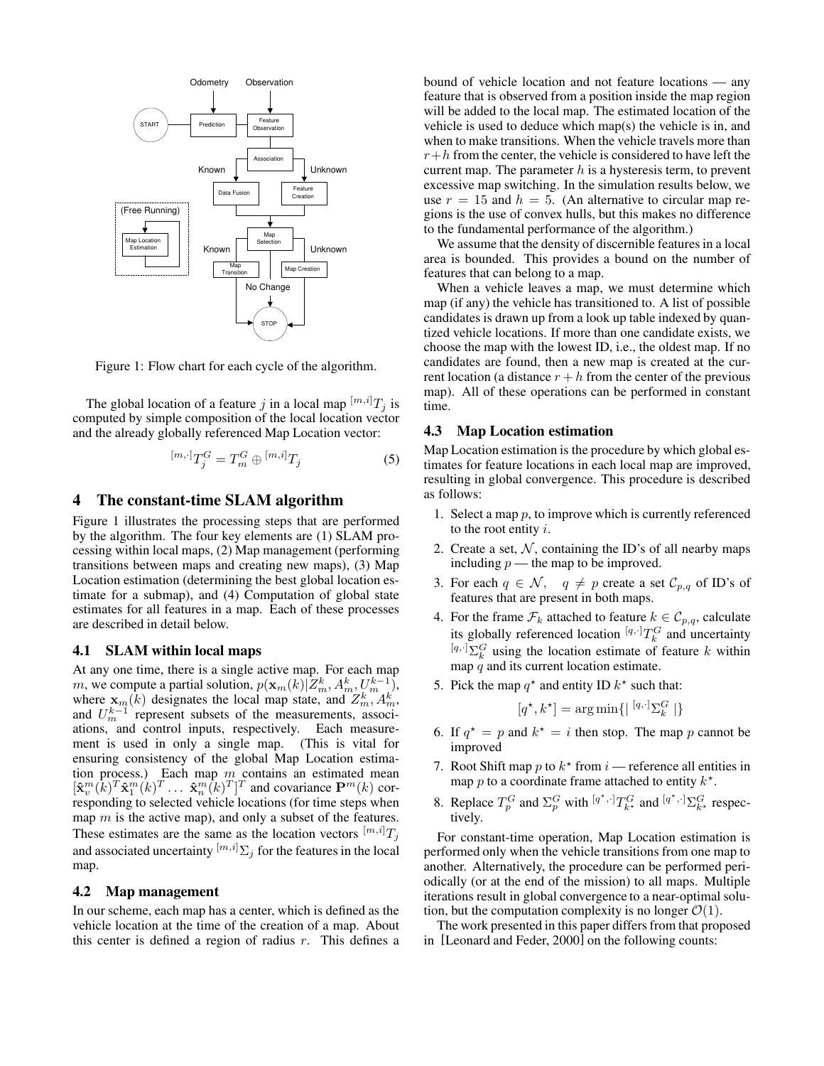Figure 1: Flow chart for each cycle of the algorithm.

The global location of a feature $j$ in a local map ${}^{[m,i]}T_j$ is computed by simple composition of the local location vector and the already globally referenced Map Location vector:

$$
{}^{[m,\cdot]}T_j^G = T_m^G \oplus {}^{[m,i]}T_j \tag{5}
$$

## 4 The constant-time SLAM algorithm

Figure 1 illustrates the processing steps that are performed by the algorithm. The four key elements are (1) SLAM processing within local maps, (2) Map management (performing transitions between maps and creating new maps), (3) Map Location estimation (determining the best global location estimate for a submap), and (4) Computation of global state estimates for all features in a map. Each of these processes are described in detail below.

### 4.1 SLAM within local maps

At any one time, there is a single active map. For each map $m$, we compute a partial solution, $p(\mathbf{x}_m(k)|Z_m^k, A_m^k, U_m^{k-1})$, where $\mathbf{x}_m(k)$ designates the local map state, and $Z_m^k$, $A_m^k$, and $U_m^{k-1}$ represent subsets of the measurements, associations, and control inputs, respectively. Each measurement is used in only a single map. (This is vital for ensuring consistency of the global Map Location estimation process.) Each map $m$ contains an estimated mean $[\hat{\mathbf{x}}_v^m(k)^T \hat{\mathbf{x}}_1^m(k)^T \ldots \hat{\mathbf{x}}_n^m(k)^T]^T$ and covariance $\mathbf{P}^m(k)$ corresponding to selected vehicle locations (for time steps when map $m$ is the active map), and only a subset of the features. These estimates are the same as the location vectors ${}^{[m,i]}T_j$ and associated uncertainty ${}^{[m,i]}\Sigma_j$ for the features in the local map.

### 4.2 Map management

In our scheme, each map has a center, which is defined as the vehicle location at the time of the creation of a map. About this center is defined a region of radius $r$. This defines a bound of vehicle location and not feature locations — any feature that is observed from a position inside the map region will be added to the local map. The estimated location of the vehicle is used to deduce which map(s) the vehicle is in, and when to make transitions. When the vehicle travels more than $r+h$ from the center, the vehicle is considered to have left the current map. The parameter $h$ is a hysteresis term, to prevent excessive map switching. In the simulation results below, we use $r = 15$ and $h = 5$. (An alternative to circular map regions is the use of convex hulls, but this makes no difference to the fundamental performance of the algorithm.)

We assume that the density of discernible features in a local area is bounded. This provides a bound on the number of features that can belong to a map.

When a vehicle leaves a map, we must determine which map (if any) the vehicle has transitioned to. A list of possible candidates is drawn up from a look up table indexed by quantized vehicle locations. If more than one candidate exists, we choose the map with the lowest ID, i.e., the oldest map. If no candidates are found, then a new map is created at the current location (a distance $r+h$ from the center of the previous map). All of these operations can be performed in constant time.

### 4.3 Map Location estimation

Map Location estimation is the procedure by which global estimates for feature locations in each local map are improved, resulting in global convergence. This procedure is described as follows:

1. Select a map $p$, to improve which is currently referenced to the root entity $i$.
2. Create a set, $\mathcal{N}$, containing the ID's of all nearby maps including $p$ — the map to be improved.
3. For each $q \in \mathcal{N}$, $\quad q \neq p$ create a set $\mathcal{C}_{p,q}$ of ID's of features that are present in both maps.
4. For the frame $\mathcal{F}_k$ attached to feature $k \in \mathcal{C}_{p,q}$, calculate its globally referenced location ${}^{[q,\cdot]}T_k^G$ and uncertainty ${}^{[q,\cdot]}\Sigma_k^G$ using the location estimate of feature $k$ within map $q$ and its current location estimate.
5. Pick the map $q^\star$ and entity ID $k^\star$ such that:
$$
[q^\star, k^\star] = \arg\min\{|\ {}^{[q,\cdot]}\Sigma_k^G\ |\}
$$
6. If $q^\star = p$ and $k^\star = i$ then stop. The map $p$ cannot be improved
7. Root Shift map $p$ to $k^\star$ from $i$ — reference all entities in map $p$ to a coordinate frame attached to entity $k^\star$.
8. Replace $T_p^G$ and $\Sigma_p^G$ with ${}^{[q^\star,\cdot]}T_{k^\star}^G$ and ${}^{[q^\star,\cdot]}\Sigma_{k^\star}^G$ respectively.

For constant-time operation, Map Location estimation is performed only when the vehicle transitions from one map to another. Alternatively, the procedure can be performed periodically (or at the end of the mission) to all maps. Multiple iterations result in global convergence to a near-optimal solution, but the computation complexity is no longer $\mathcal{O}(1)$.

The work presented in this paper differs from that proposed in [Leonard and Feder, 2000] on the following counts: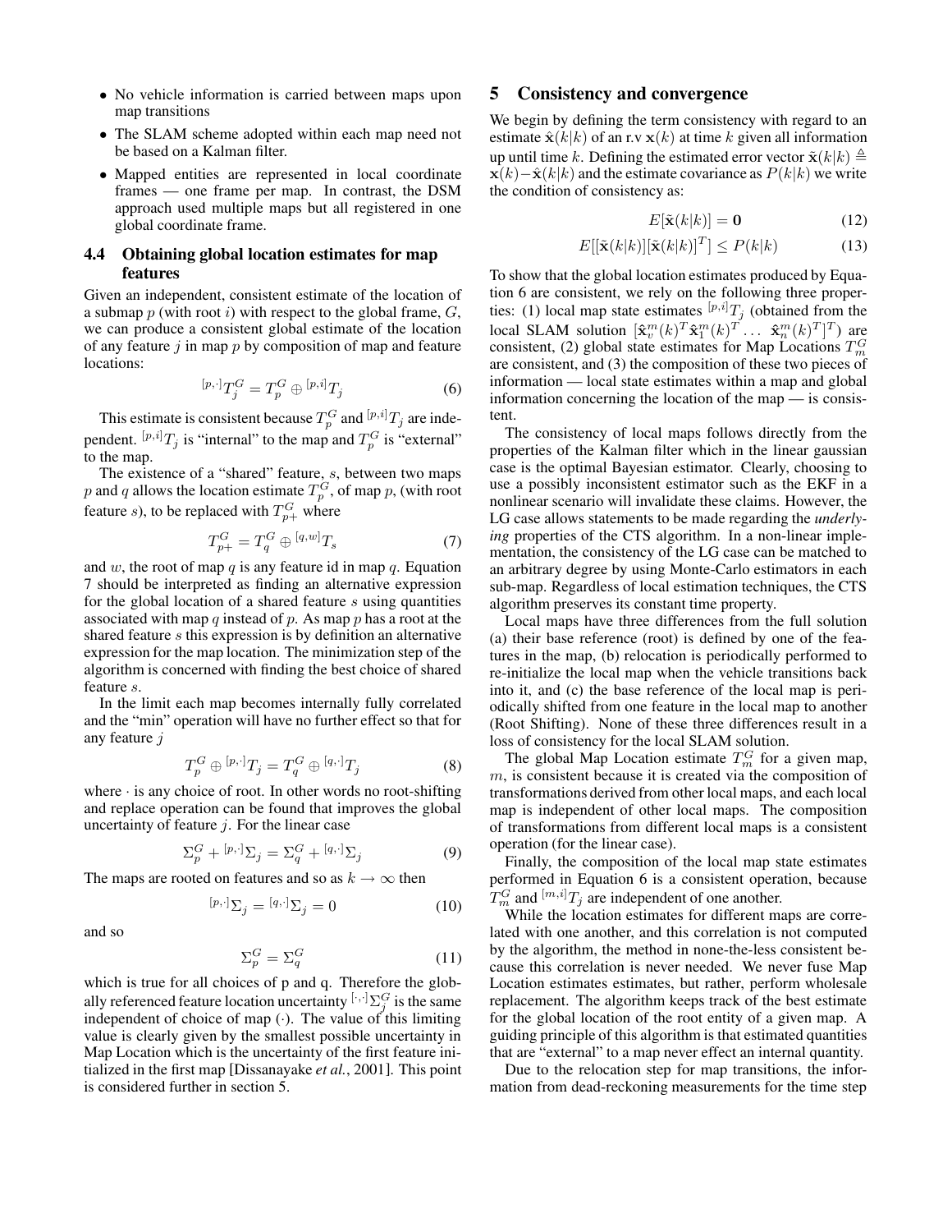- No vehicle information is carried between maps upon map transitions
- The SLAM scheme adopted within each map need not be based on a Kalman filter.
- Mapped entities are represented in local coordinate frames — one frame per map. In contrast, the DSM approach used multiple maps but all registered in one global coordinate frame.

### 4.4 Obtaining global location estimates for map features

Given an independent, consistent estimate of the location of a submap $p$ (with root $i$) with respect to the global frame, $G$, we can produce a consistent global estimate of the location of any feature $j$ in map $p$ by composition of map and feature locations:

$$^{[p,\cdot]}T_j^G = T_p^G \oplus {}^{[p,i]}T_j \tag{6}$$

This estimate is consistent because $T_p^G$ and $^{[p,i]}T_j$ are independent. $^{[p,i]}T_j$ is "internal" to the map and $T_p^G$ is "external" to the map.

The existence of a "shared" feature, $s$, between two maps $p$ and $q$ allows the location estimate $T_p^G$, of map $p$, (with root feature $s$), to be replaced with $T_{p+}^G$ where

$$T_{p+}^G = T_q^G \oplus {}^{[q,w]}T_s \tag{7}$$

and $w$, the root of map $q$ is any feature id in map $q$. Equation 7 should be interpreted as finding an alternative expression for the global location of a shared feature $s$ using quantities associated with map $q$ instead of $p$. As map $p$ has a root at the shared feature $s$ this expression is by definition an alternative expression for the map location. The minimization step of the algorithm is concerned with finding the best choice of shared feature $s$.

In the limit each map becomes internally fully correlated and the "min" operation will have no further effect so that for any feature $j$

$$T_p^G \oplus {}^{[p,\cdot]}T_j = T_q^G \oplus {}^{[q,\cdot]}T_j \tag{8}$$

where $\cdot$ is any choice of root. In other words no root-shifting and replace operation can be found that improves the global uncertainty of feature $j$. For the linear case

$$\Sigma_p^G + {}^{[p,\cdot]}\Sigma_j = \Sigma_q^G + {}^{[q,\cdot]}\Sigma_j \tag{9}$$

The maps are rooted on features and so as $k \to \infty$ then

$$^{[p,\cdot]}\Sigma_j = {}^{[q,\cdot]}\Sigma_j = 0 \tag{10}$$

and so

$$\Sigma_p^G = \Sigma_q^G \tag{11}$$

which is true for all choices of p and q. Therefore the globally referenced feature location uncertainty $^{[\cdot,\cdot]}\Sigma_j^G$ is the same independent of choice of map $(\cdot)$. The value of this limiting value is clearly given by the smallest possible uncertainty in Map Location which is the uncertainty of the first feature initialized in the first map [Dissanayake *et al.*, 2001]. This point is considered further in section 5.

## 5 Consistency and convergence

We begin by defining the term consistency with regard to an estimate $\hat{\mathbf{x}}(k|k)$ of an r.v $\mathbf{x}(k)$ at time $k$ given all information up until time $k$. Defining the estimated error vector $\tilde{\mathbf{x}}(k|k) \triangleq \mathbf{x}(k) - \hat{\mathbf{x}}(k|k)$ and the estimate covariance as $P(k|k)$ we write the condition of consistency as:

$$E[\tilde{\mathbf{x}}(k|k)] = \mathbf{0} \tag{12}$$

$$E[[\tilde{\mathbf{x}}(k|k)][\tilde{\mathbf{x}}(k|k)]^T] \leq P(k|k) \tag{13}$$

To show that the global location estimates produced by Equation 6 are consistent, we rely on the following three properties: (1) local map state estimates $^{[p,i]}T_j$ (obtained from the local SLAM solution $[\hat{\mathbf{x}}_v^m(k)^T \hat{\mathbf{x}}_1^m(k)^T \ldots \ \hat{\mathbf{x}}_n^m(k)^T]^T$) are consistent, (2) global state estimates for Map Locations $T_m^G$ are consistent, and (3) the composition of these two pieces of information — local state estimates within a map and global information concerning the location of the map — is consistent.

The consistency of local maps follows directly from the properties of the Kalman filter which in the linear gaussian case is the optimal Bayesian estimator. Clearly, choosing to use a possibly inconsistent estimator such as the EKF in a nonlinear scenario will invalidate these claims. However, the LG case allows statements to be made regarding the *underlying* properties of the CTS algorithm. In a non-linear implementation, the consistency of the LG case can be matched to an arbitrary degree by using Monte-Carlo estimators in each sub-map. Regardless of local estimation techniques, the CTS algorithm preserves its constant time property.

Local maps have three differences from the full solution (a) their base reference (root) is defined by one of the features in the map, (b) relocation is periodically performed to re-initialize the local map when the vehicle transitions back into it, and (c) the base reference of the local map is periodically shifted from one feature in the local map to another (Root Shifting). None of these three differences result in a loss of consistency for the local SLAM solution.

The global Map Location estimate $T_m^G$ for a given map, $m$, is consistent because it is created via the composition of transformations derived from other local maps, and each local map is independent of other local maps. The composition of transformations from different local maps is a consistent operation (for the linear case).

Finally, the composition of the local map state estimates performed in Equation 6 is a consistent operation, because $T_m^G$ and $^{[m,i]}T_j$ are independent of one another.

While the location estimates for different maps are correlated with one another, and this correlation is not computed by the algorithm, the method in none-the-less consistent because this correlation is never needed. We never fuse Map Location estimates estimates, but rather, perform wholesale replacement. The algorithm keeps track of the best estimate for the global location of the root entity of a given map. A guiding principle of this algorithm is that estimated quantities that are "external" to a map never effect an internal quantity.

Due to the relocation step for map transitions, the information from dead-reckoning measurements for the time step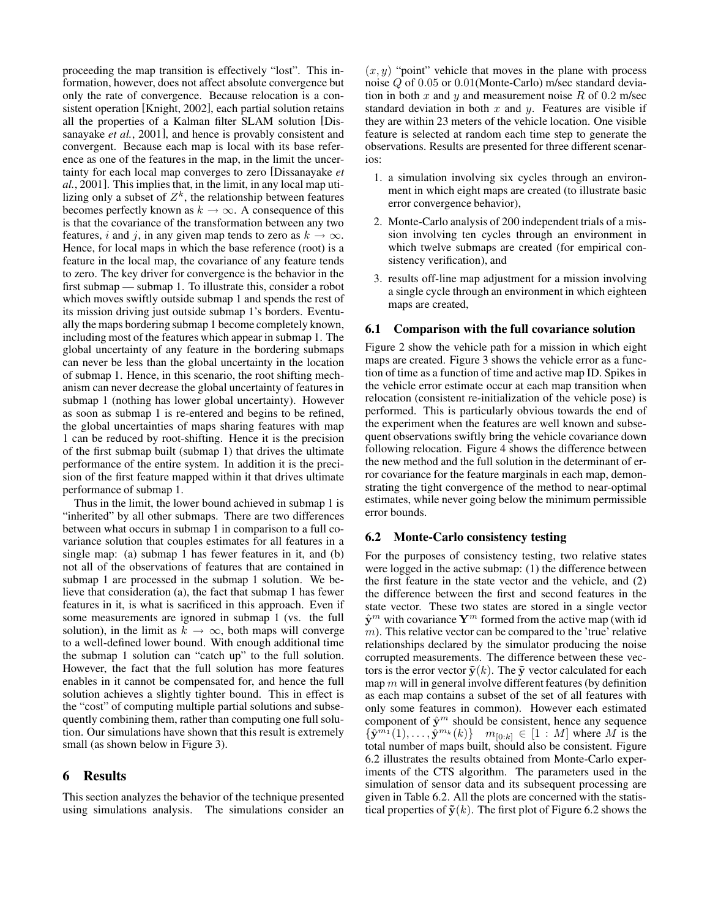proceeding the map transition is effectively "lost". This information, however, does not affect absolute convergence but only the rate of convergence. Because relocation is a consistent operation [Knight, 2002], each partial solution retains all the properties of a Kalman filter SLAM solution [Dissanayake *et al.*, 2001], and hence is provably consistent and convergent. Because each map is local with its base reference as one of the features in the map, in the limit the uncertainty for each local map converges to zero [Dissanayake *et al.*, 2001]. This implies that, in the limit, in any local map utilizing only a subset of $Z^k$, the relationship between features becomes perfectly known as $k \rightarrow \infty$. A consequence of this is that the covariance of the transformation between any two features, $i$ and $j$, in any given map tends to zero as $k \rightarrow \infty$. Hence, for local maps in which the base reference (root) is a feature in the local map, the covariance of any feature tends to zero. The key driver for convergence is the behavior in the first submap — submap 1. To illustrate this, consider a robot which moves swiftly outside submap 1 and spends the rest of its mission driving just outside submap 1's borders. Eventually the maps bordering submap 1 become completely known, including most of the features which appear in submap 1. The global uncertainty of any feature in the bordering submaps can never be less than the global uncertainty in the location of submap 1. Hence, in this scenario, the root shifting mechanism can never decrease the global uncertainty of features in submap 1 (nothing has lower global uncertainty). However as soon as submap 1 is re-entered and begins to be refined, the global uncertainties of maps sharing features with map 1 can be reduced by root-shifting. Hence it is the precision of the first submap built (submap 1) that drives the ultimate performance of the entire system. In addition it is the precision of the first feature mapped within it that drives ultimate performance of submap 1.

Thus in the limit, the lower bound achieved in submap 1 is "inherited" by all other submaps. There are two differences between what occurs in submap 1 in comparison to a full covariance solution that couples estimates for all features in a single map: (a) submap 1 has fewer features in it, and (b) not all of the observations of features that are contained in submap 1 are processed in the submap 1 solution. We believe that consideration (a), the fact that submap 1 has fewer features in it, is what is sacrificed in this approach. Even if some measurements are ignored in submap 1 (vs. the full solution), in the limit as $k \rightarrow \infty$, both maps will converge to a well-defined lower bound. With enough additional time the submap 1 solution can "catch up" to the full solution. However, the fact that the full solution has more features enables in it cannot be compensated for, and hence the full solution achieves a slightly tighter bound. This in effect is the "cost" of computing multiple partial solutions and subsequently combining them, rather than computing one full solution. Our simulations have shown that this result is extremely small (as shown below in Figure 3).

# 6 Results

This section analyzes the behavior of the technique presented using simulations analysis. The simulations consider an $(x, y)$ "point" vehicle that moves in the plane with process noise $Q$ of $0.05$ or $0.01$(Monte-Carlo) m/sec standard deviation in both $x$ and $y$ and measurement noise $R$ of $0.2$ m/sec standard deviation in both $x$ and $y$. Features are visible if they are within 23 meters of the vehicle location. One visible feature is selected at random each time step to generate the observations. Results are presented for three different scenarios:

1. a simulation involving six cycles through an environment in which eight maps are created (to illustrate basic error convergence behavior),
2. Monte-Carlo analysis of 200 independent trials of a mission involving ten cycles through an environment in which twelve submaps are created (for empirical consistency verification), and
3. results off-line map adjustment for a mission involving a single cycle through an environment in which eighteen maps are created,

## 6.1 Comparison with the full covariance solution

Figure 2 show the vehicle path for a mission in which eight maps are created. Figure 3 shows the vehicle error as a function of time as a function of time and active map ID. Spikes in the vehicle error estimate occur at each map transition when relocation (consistent re-initialization of the vehicle pose) is performed. This is particularly obvious towards the end of the experiment when the features are well known and subsequent observations swiftly bring the vehicle covariance down following relocation. Figure 4 shows the difference between the new method and the full solution in the determinant of error covariance for the feature marginals in each map, demonstrating the tight convergence of the method to near-optimal estimates, while never going below the minimum permissible error bounds.

## 6.2 Monte-Carlo consistency testing

For the purposes of consistency testing, two relative states were logged in the active submap: (1) the difference between the first feature in the state vector and the vehicle, and (2) the difference between the first and second features in the state vector. These two states are stored in a single vector $\hat{\mathbf{y}}^m$ with covariance $\mathbf{Y}^m$ formed from the active map (with id $m$). This relative vector can be compared to the 'true' relative relationships declared by the simulator producing the noise corrupted measurements. The difference between these vectors is the error vector $\tilde{\mathbf{y}}(k)$. The $\tilde{\mathbf{y}}$ vector calculated for each map $m$ will in general involve different features (by definition as each map contains a subset of the set of all features with only some features in common). However each estimated component of $\hat{\mathbf{y}}^m$ should be consistent, hence any sequence $\{\hat{\mathbf{y}}^{m_1}(1), \ldots, \hat{\mathbf{y}}^{m_k}(k)\} \quad m_{[0:k]} \in [1 : M]$ where $M$ is the total number of maps built, should also be consistent. Figure 6.2 illustrates the results obtained from Monte-Carlo experiments of the CTS algorithm. The parameters used in the simulation of sensor data and its subsequent processing are given in Table 6.2. All the plots are concerned with the statistical properties of $\tilde{\mathbf{y}}(k)$. The first plot of Figure 6.2 shows the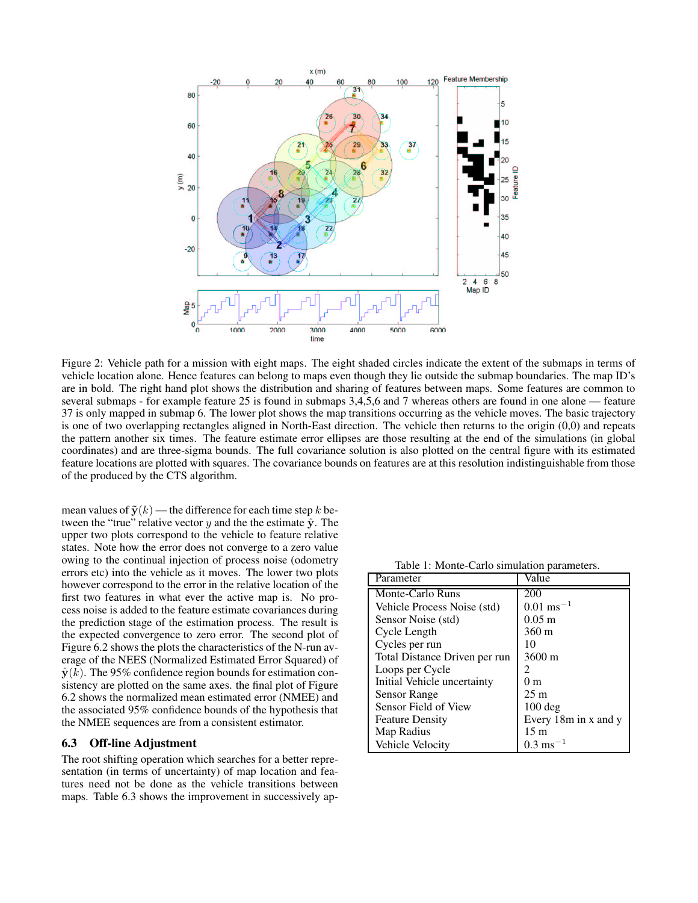Figure 2: Vehicle path for a mission with eight maps. The eight shaded circles indicate the extent of the submaps in terms of vehicle location alone. Hence features can belong to maps even though they lie outside the submap boundaries. The map ID's are in bold. The right hand plot shows the distribution and sharing of features between maps. Some features are common to several submaps - for example feature 25 is found in submaps 3,4,5,6 and 7 whereas others are found in one alone — feature 37 is only mapped in submap 6. The lower plot shows the map transitions occurring as the vehicle moves. The basic trajectory is one of two overlapping rectangles aligned in North-East direction. The vehicle then returns to the origin (0,0) and repeats the pattern another six times. The feature estimate error ellipses are those resulting at the end of the simulations (in global coordinates) and are three-sigma bounds. The full covariance solution is also plotted on the central figure with its estimated feature locations are plotted with squares. The covariance bounds on features are at this resolution indistinguishable from those of the produced by the CTS algorithm.

mean values of $\tilde{\mathbf{y}}(k)$ — the difference for each time step $k$ between the "true" relative vector $y$ and the the estimate $\hat{\mathbf{y}}$. The upper two plots correspond to the vehicle to feature relative states. Note how the error does not converge to a zero value owing to the continual injection of process noise (odometry errors etc) into the vehicle as it moves. The lower two plots however correspond to the error in the relative location of the first two features in what ever the active map is. No process noise is added to the feature estimate covariances during the prediction stage of the estimation process. The result is the expected convergence to zero error. The second plot of Figure 6.2 shows the plots the characteristics of the N-run average of the NEES (Normalized Estimated Error Squared) of $\hat{\mathbf{y}}(k)$. The 95% confidence region bounds for estimation consistency are plotted on the same axes. the final plot of Figure 6.2 shows the normalized mean estimated error (NMEE) and the associated 95% confidence bounds of the hypothesis that the NMEE sequences are from a consistent estimator.

Table 1: Monte-Carlo simulation parameters.

| Parameter | Value |
|---|---|
| Monte-Carlo Runs | 200 |
| Vehicle Process Noise (std) | 0.01 ms$^{-1}$ |
| Sensor Noise (std) | 0.05 m |
| Cycle Length | 360 m |
| Cycles per run | 10 |
| Total Distance Driven per run | 3600 m |
| Loops per Cycle | 2 |
| Initial Vehicle uncertainty | 0 m |
| Sensor Range | 25 m |
| Sensor Field of View | 100 deg |
| Feature Density | Every 18m in x and y |
| Map Radius | 15 m |
| Vehicle Velocity | 0.3 ms$^{-1}$ |

### 6.3 Off-line Adjustment

The root shifting operation which searches for a better representation (in terms of uncertainty) of map location and features need not be done as the vehicle transitions between maps. Table 6.3 shows the improvement in successively ap-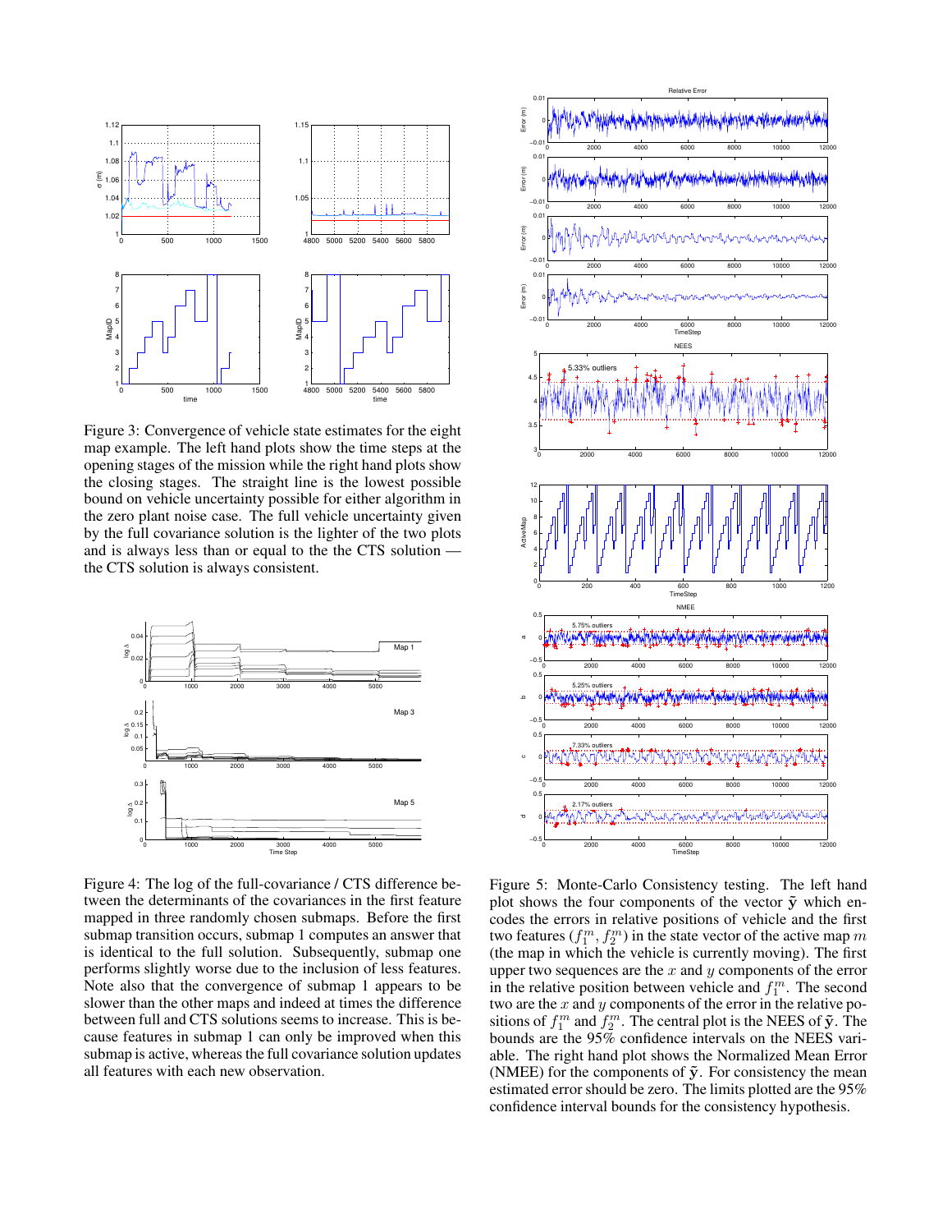Figure 3: Convergence of vehicle state estimates for the eight map example. The left hand plots show the time steps at the opening stages of the mission while the right hand plots show the closing stages. The straight line is the lowest possible bound on vehicle uncertainty possible for either algorithm in the zero plant noise case. The full vehicle uncertainty given by the full covariance solution is the lighter of the two plots and is always less than or equal to the the CTS solution — the CTS solution is always consistent.

Figure 4: The log of the full-covariance / CTS difference between the determinants of the covariances in the first feature mapped in three randomly chosen submaps. Before the first submap transition occurs, submap 1 computes an answer that is identical to the full solution. Subsequently, submap one performs slightly worse due to the inclusion of less features. Note also that the convergence of submap 1 appears to be slower than the other maps and indeed at times the difference between full and CTS solutions seems to increase. This is because features in submap 1 can only be improved when this submap is active, whereas the full covariance solution updates all features with each new observation.

Figure 5: Monte-Carlo Consistency testing. The left hand plot shows the four components of the vector $\tilde{\mathbf{y}}$ which encodes the errors in relative positions of vehicle and the first two features $(f_1^m, f_2^m)$ in the state vector of the active map $m$ (the map in which the vehicle is currently moving). The first upper two sequences are the $x$ and $y$ components of the error in the relative position between vehicle and $f_1^m$. The second two are the $x$ and $y$ components of the error in the relative positions of $f_1^m$ and $f_2^m$. The central plot is the NEES of $\tilde{\mathbf{y}}$. The bounds are the 95% confidence intervals on the NEES variable. The right hand plot shows the Normalized Mean Error (NMEE) for the components of $\tilde{\mathbf{y}}$. For consistency the mean estimated error should be zero. The limits plotted are the 95% confidence interval bounds for the consistency hypothesis.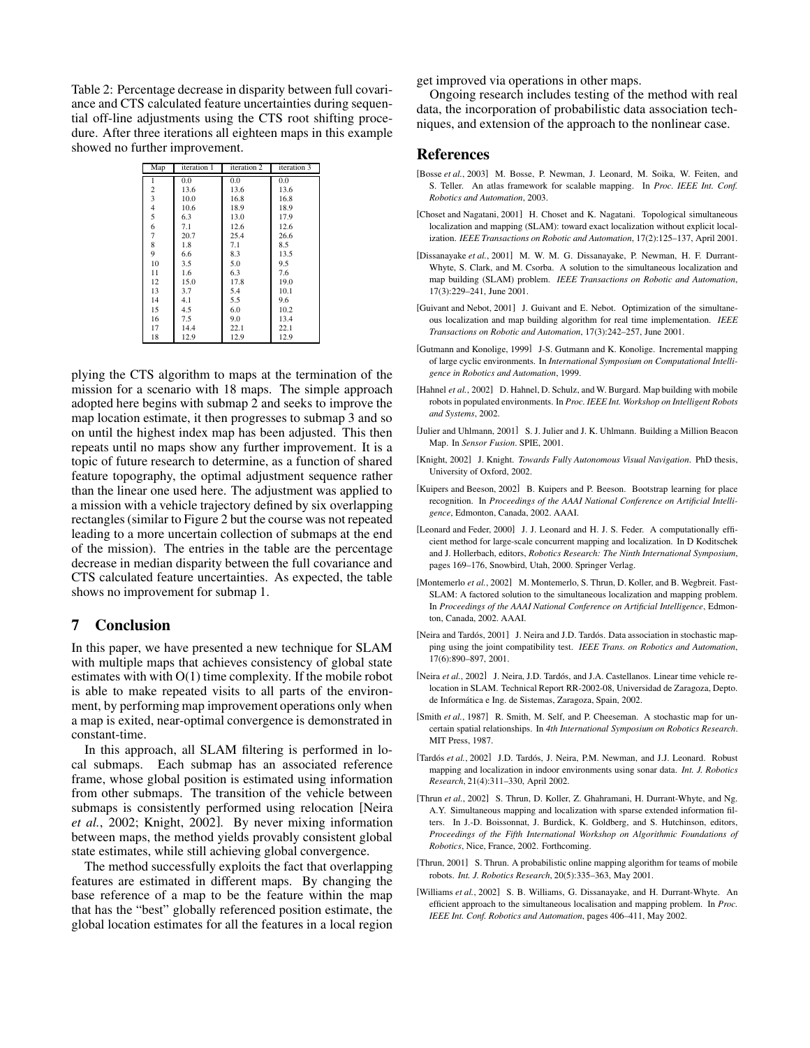Table 2: Percentage decrease in disparity between full covariance and CTS calculated feature uncertainties during sequential off-line adjustments using the CTS root shifting procedure. After three iterations all eighteen maps in this example showed no further improvement.

| Map | iteration 1 | iteration 2 | iteration 3 |
|---|---|---|---|
| 1 | 0.0 | 0.0 | 0.0 |
| 2 | 13.6 | 13.6 | 13.6 |
| 3 | 10.0 | 16.8 | 16.8 |
| 4 | 10.6 | 18.9 | 18.9 |
| 5 | 6.3 | 13.0 | 17.9 |
| 6 | 7.1 | 12.6 | 12.6 |
| 7 | 20.7 | 25.4 | 26.6 |
| 8 | 1.8 | 7.1 | 8.5 |
| 9 | 6.6 | 8.3 | 13.5 |
| 10 | 3.5 | 5.0 | 9.5 |
| 11 | 1.6 | 6.3 | 7.6 |
| 12 | 15.0 | 17.8 | 19.0 |
| 13 | 3.7 | 5.4 | 10.1 |
| 14 | 4.1 | 5.5 | 9.6 |
| 15 | 4.5 | 6.0 | 10.2 |
| 16 | 7.5 | 9.0 | 13.4 |
| 17 | 14.4 | 22.1 | 22.1 |
| 18 | 12.9 | 12.9 | 12.9 |

plying the CTS algorithm to maps at the termination of the mission for a scenario with 18 maps. The simple approach adopted here begins with submap 2 and seeks to improve the map location estimate, it then progresses to submap 3 and so on until the highest index map has been adjusted. This then repeats until no maps show any further improvement. It is a topic of future research to determine, as a function of shared feature topography, the optimal adjustment sequence rather than the linear one used here. The adjustment was applied to a mission with a vehicle trajectory defined by six overlapping rectangles (similar to Figure 2 but the course was not repeated leading to a more uncertain collection of submaps at the end of the mission). The entries in the table are the percentage decrease in median disparity between the full covariance and CTS calculated feature uncertainties. As expected, the table shows no improvement for submap 1.

## 7 Conclusion

In this paper, we have presented a new technique for SLAM with multiple maps that achieves consistency of global state estimates with with O(1) time complexity. If the mobile robot is able to make repeated visits to all parts of the environment, by performing map improvement operations only when a map is exited, near-optimal convergence is demonstrated in constant-time.

In this approach, all SLAM filtering is performed in local submaps. Each submap has an associated reference frame, whose global position is estimated using information from other submaps. The transition of the vehicle between submaps is consistently performed using relocation [Neira *et al.*, 2002; Knight, 2002]. By never mixing information between maps, the method yields provably consistent global state estimates, while still achieving global convergence.

The method successfully exploits the fact that overlapping features are estimated in different maps. By changing the base reference of a map to be the feature within the map that has the "best" globally referenced position estimate, the global location estimates for all the features in a local region get improved via operations in other maps.

Ongoing research includes testing of the method with real data, the incorporation of probabilistic data association techniques, and extension of the approach to the nonlinear case.

## References

[Bosse *et al.*, 2003] M. Bosse, P. Newman, J. Leonard, M. Soika, W. Feiten, and S. Teller. An atlas framework for scalable mapping. In *Proc. IEEE Int. Conf. Robotics and Automation*, 2003.

[Choset and Nagatani, 2001] H. Choset and K. Nagatani. Topological simultaneous localization and mapping (SLAM): toward exact localization without explicit localization. *IEEE Transactions on Robotic and Automation*, 17(2):125–137, April 2001.

[Dissanayake *et al.*, 2001] M. W. M. G. Dissanayake, P. Newman, H. F. Durrant-Whyte, S. Clark, and M. Csorba. A solution to the simultaneous localization and map building (SLAM) problem. *IEEE Transactions on Robotic and Automation*, 17(3):229–241, June 2001.

[Guivant and Nebot, 2001] J. Guivant and E. Nebot. Optimization of the simultaneous localization and map building algorithm for real time implementation. *IEEE Transactions on Robotic and Automation*, 17(3):242–257, June 2001.

[Gutmann and Konolige, 1999] J-S. Gutmann and K. Konolige. Incremental mapping of large cyclic environments. In *International Symposium on Computational Intelligence in Robotics and Automation*, 1999.

[Hahnel *et al.*, 2002] D. Hahnel, D. Schulz, and W. Burgard. Map building with mobile robots in populated environments. In *Proc. IEEE Int. Workshop on Intelligent Robots and Systems*, 2002.

[Julier and Uhlmann, 2001] S. J. Julier and J. K. Uhlmann. Building a Million Beacon Map. In *Sensor Fusion*. SPIE, 2001.

[Knight, 2002] J. Knight. *Towards Fully Autonomous Visual Navigation*. PhD thesis, University of Oxford, 2002.

[Kuipers and Beeson, 2002] B. Kuipers and P. Beeson. Bootstrap learning for place recognition. In *Proceedings of the AAAI National Conference on Artificial Intelligence*, Edmonton, Canada, 2002. AAAI.

[Leonard and Feder, 2000] J. J. Leonard and H. J. S. Feder. A computationally efficient method for large-scale concurrent mapping and localization. In D Koditschek and J. Hollerbach, editors, *Robotics Research: The Ninth International Symposium*, pages 169–176, Snowbird, Utah, 2000. Springer Verlag.

[Montemerlo *et al.*, 2002] M. Montemerlo, S. Thrun, D. Koller, and B. Wegbreit. Fast-SLAM: A factored solution to the simultaneous localization and mapping problem. In *Proceedings of the AAAI National Conference on Artificial Intelligence*, Edmonton, Canada, 2002. AAAI.

[Neira and Tardós, 2001] J. Neira and J.D. Tardós. Data association in stochastic mapping using the joint compatibility test. *IEEE Trans. on Robotics and Automation*, 17(6):890–897, 2001.

[Neira *et al.*, 2002] J. Neira, J.D. Tardós, and J.A. Castellanos. Linear time vehicle relocation in SLAM. Technical Report RR-2002-08, Universidad de Zaragoza, Depto. de Informática e Ing. de Sistemas, Zaragoza, Spain, 2002.

[Smith *et al.*, 1987] R. Smith, M. Self, and P. Cheeseman. A stochastic map for uncertain spatial relationships. In *4th International Symposium on Robotics Research*. MIT Press, 1987.

[Tardós *et al.*, 2002] J.D. Tardós, J. Neira, P.M. Newman, and J.J. Leonard. Robust mapping and localization in indoor environments using sonar data. *Int. J. Robotics Research*, 21(4):311–330, April 2002.

[Thrun *et al.*, 2002] S. Thrun, D. Koller, Z. Ghahramani, H. Durrant-Whyte, and Ng. A.Y. Simultaneous mapping and localization with sparse extended information filters. In J.-D. Boissonnat, J. Burdick, K. Goldberg, and S. Hutchinson, editors, *Proceedings of the Fifth International Workshop on Algorithmic Foundations of Robotics*, Nice, France, 2002. Forthcoming.

[Thrun, 2001] S. Thrun. A probabilistic online mapping algorithm for teams of mobile robots. *Int. J. Robotics Research*, 20(5):335–363, May 2001.

[Williams *et al.*, 2002] S. B. Williams, G. Dissanayake, and H. Durrant-Whyte. An efficient approach to the simultaneous localisation and mapping problem. In *Proc. IEEE Int. Conf. Robotics and Automation*, pages 406–411, May 2002.